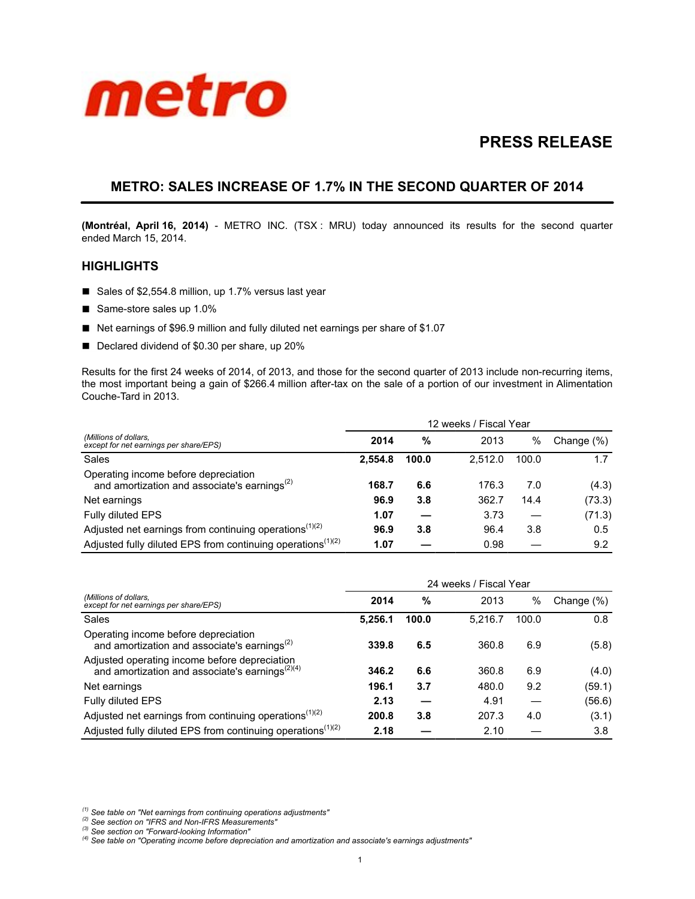metro

# PRESS RELEASE

## METRO: SALES INCREASE OF 1.7% IN THE SECOND QUARTER OF 2014

**(Montréal, April 16, 2014)** - METRO INC. (TSX : MRU) today announced its results for the second quarter ended March 15, 2014.

## HIGHLIGHTS

- Sales of $2,554.8 million, up 1.7% versus last year
- Same-store sales up 1.0%
- Net earnings of $96.9 million and fully diluted net earnings per share of $1.07
- Declared dividend of $0.30 per share, up 20%

Results for the first 24 weeks of 2014, of 2013, and those for the second quarter of 2013 include non-recurring items, the most important being a gain of $266.4 million after-tax on the sale of a portion of our investment in Alimentation Couche-Tard in 2013.

| | 12 weeks / Fiscal Year | | | | |
|---|---|---|---|---|---|
| *(Millions of dollars, except for net earnings per share/EPS)* | **2014** | **%** | 2013 | % | Change (%) |
| Sales | **2,554.8** | **100.0** | 2,512.0 | 100.0 | 1.7 |
| Operating income before depreciation and amortization and associate's earnings[2] | **168.7** | **6.6** | 176.3 | 7.0 | (4.3) |
| Net earnings | **96.9** | **3.8** | 362.7 | 14.4 | (73.3) |
| Fully diluted EPS | **1.07** | **—** | 3.73 | — | (71.3) |
| Adjusted net earnings from continuing operations[1][2] | **96.9** | **3.8** | 96.4 | 3.8 | 0.5 |
| Adjusted fully diluted EPS from continuing operations[1][2] | **1.07** | **—** | 0.98 | — | 9.2 |

| | 24 weeks / Fiscal Year | | | | |
|---|---|---|---|---|---|
| *(Millions of dollars, except for net earnings per share/EPS)* | **2014** | **%** | 2013 | % | Change (%) |
| Sales | **5,256.1** | **100.0** | 5,216.7 | 100.0 | 0.8 |
| Operating income before depreciation and amortization and associate's earnings[2] | **339.8** | **6.5** | 360.8 | 6.9 | (5.8) |
| Adjusted operating income before depreciation and amortization and associate's earnings[2][4] | **346.2** | **6.6** | 360.8 | 6.9 | (4.0) |
| Net earnings | **196.1** | **3.7** | 480.0 | 9.2 | (59.1) |
| Fully diluted EPS | **2.13** | **—** | 4.91 | — | (56.6) |
| Adjusted net earnings from continuing operations[1][2] | **200.8** | **3.8** | 207.3 | 4.0 | (3.1) |
| Adjusted fully diluted EPS from continuing operations[1][2] | **2.18** | **—** | 2.10 | — | 3.8 |

*[1] See table on "Net earnings from continuing operations adjustments"*
*[2] See section on "IFRS and Non-IFRS Measurements"*
*[3] See section on "Forward-looking Information"*
*[4] See table on "Operating income before depreciation and amortization and associate's earnings adjustments"*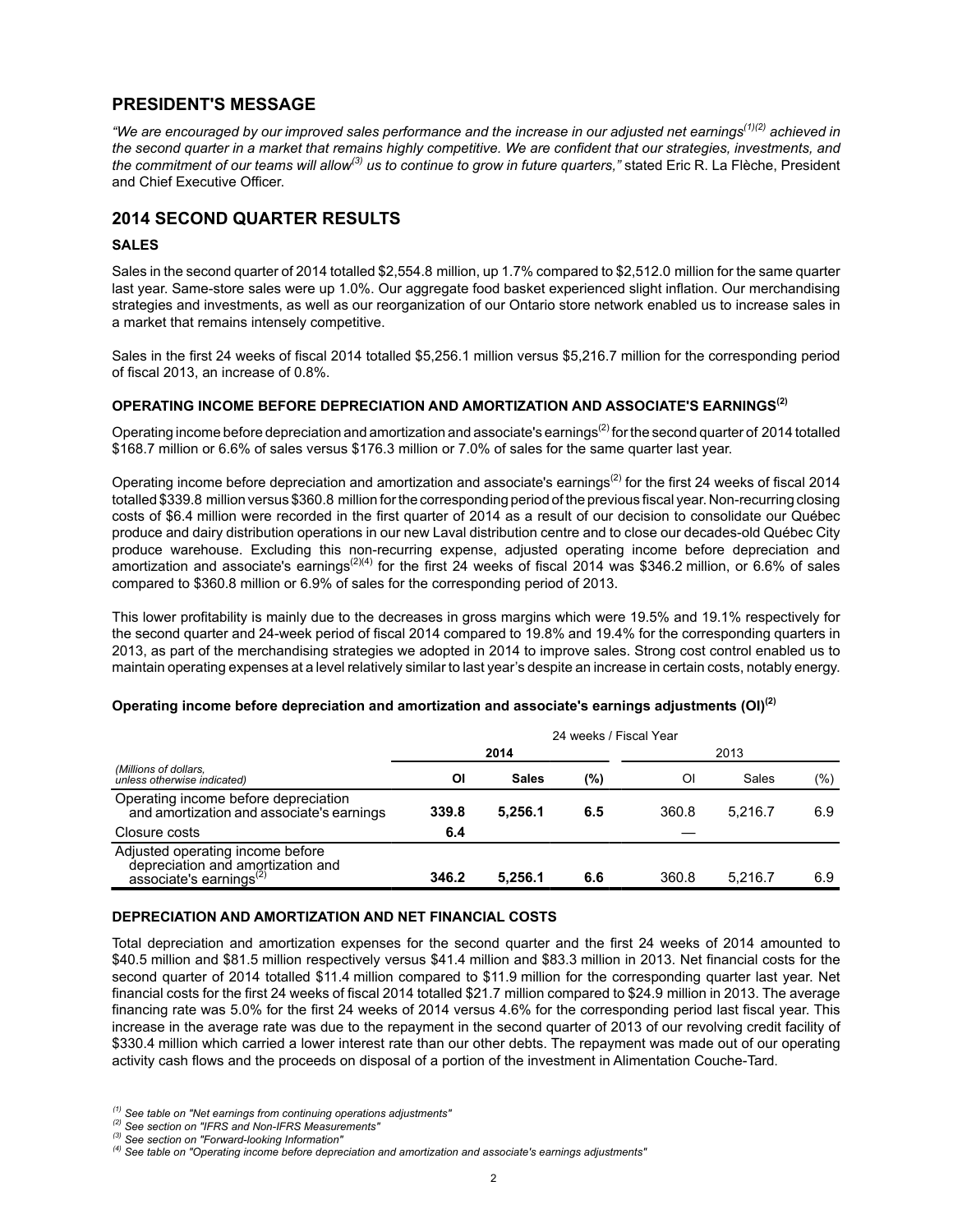## PRESIDENT'S MESSAGE

*"We are encouraged by our improved sales performance and the increase in our adjusted net earnings[(1)(2)] achieved in the second quarter in a market that remains highly competitive. We are confident that our strategies, investments, and the commitment of our teams will allow[(3)] us to continue to grow in future quarters,"* stated Eric R. La Flèche, President and Chief Executive Officer.

## 2014 SECOND QUARTER RESULTS

### SALES

Sales in the second quarter of 2014 totalled $2,554.8 million, up 1.7% compared to $2,512.0 million for the same quarter last year. Same-store sales were up 1.0%. Our aggregate food basket experienced slight inflation. Our merchandising strategies and investments, as well as our reorganization of our Ontario store network enabled us to increase sales in a market that remains intensely competitive.

Sales in the first 24 weeks of fiscal 2014 totalled $5,256.1 million versus $5,216.7 million for the corresponding period of fiscal 2013, an increase of 0.8%.

### OPERATING INCOME BEFORE DEPRECIATION AND AMORTIZATION AND ASSOCIATE'S EARNINGS[(2)]

Operating income before depreciation and amortization and associate's earnings[(2)] for the second quarter of 2014 totalled $168.7 million or 6.6% of sales versus $176.3 million or 7.0% of sales for the same quarter last year.

Operating income before depreciation and amortization and associate's earnings[(2)] for the first 24 weeks of fiscal 2014 totalled $339.8 million versus $360.8 million for the corresponding period of the previous fiscal year. Non-recurring closing costs of $6.4 million were recorded in the first quarter of 2014 as a result of our decision to consolidate our Québec produce and dairy distribution operations in our new Laval distribution centre and to close our decades-old Québec City produce warehouse. Excluding this non-recurring expense, adjusted operating income before depreciation and amortization and associate's earnings[(2)(4)] for the first 24 weeks of fiscal 2014 was $346.2 million, or 6.6% of sales compared to $360.8 million or 6.9% of sales for the corresponding period of 2013.

This lower profitability is mainly due to the decreases in gross margins which were 19.5% and 19.1% respectively for the second quarter and 24-week period of fiscal 2014 compared to 19.8% and 19.4% for the corresponding quarters in 2013, as part of the merchandising strategies we adopted in 2014 to improve sales. Strong cost control enabled us to maintain operating expenses at a level relatively similar to last year's despite an increase in certain costs, notably energy.

**Operating income before depreciation and amortization and associate's earnings adjustments (OI)[(2)]**

| | 24 weeks / Fiscal Year | | | | | |
|---|---|---|---|---|---|---|
| | **2014** | | | 2013 | | |
| *(Millions of dollars, unless otherwise indicated)* | **OI** | **Sales** | **(%)** | OI | Sales | (%) |
| Operating income before depreciation and amortization and associate's earnings | **339.8** | **5,256.1** | **6.5** | 360.8 | 5,216.7 | 6.9 |
| Closure costs | **6.4** | | | — | | |
| Adjusted operating income before depreciation and amortization and associate's earnings[(2)] | **346.2** | **5,256.1** | **6.6** | 360.8 | 5,216.7 | 6.9 |

### DEPRECIATION AND AMORTIZATION AND NET FINANCIAL COSTS

Total depreciation and amortization expenses for the second quarter and the first 24 weeks of 2014 amounted to $40.5 million and $81.5 million respectively versus $41.4 million and $83.3 million in 2013. Net financial costs for the second quarter of 2014 totalled $11.4 million compared to $11.9 million for the corresponding quarter last year. Net financial costs for the first 24 weeks of fiscal 2014 totalled $21.7 million compared to $24.9 million in 2013. The average financing rate was 5.0% for the first 24 weeks of 2014 versus 4.6% for the corresponding period last fiscal year. This increase in the average rate was due to the repayment in the second quarter of 2013 of our revolving credit facility of $330.4 million which carried a lower interest rate than our other debts. The repayment was made out of our operating activity cash flows and the proceeds on disposal of a portion of the investment in Alimentation Couche-Tard.

*(1) See table on "Net earnings from continuing operations adjustments"*
*(2) See section on "IFRS and Non-IFRS Measurements"*
*(3) See section on "Forward-looking Information"*
*(4) See table on "Operating income before depreciation and amortization and associate's earnings adjustments"*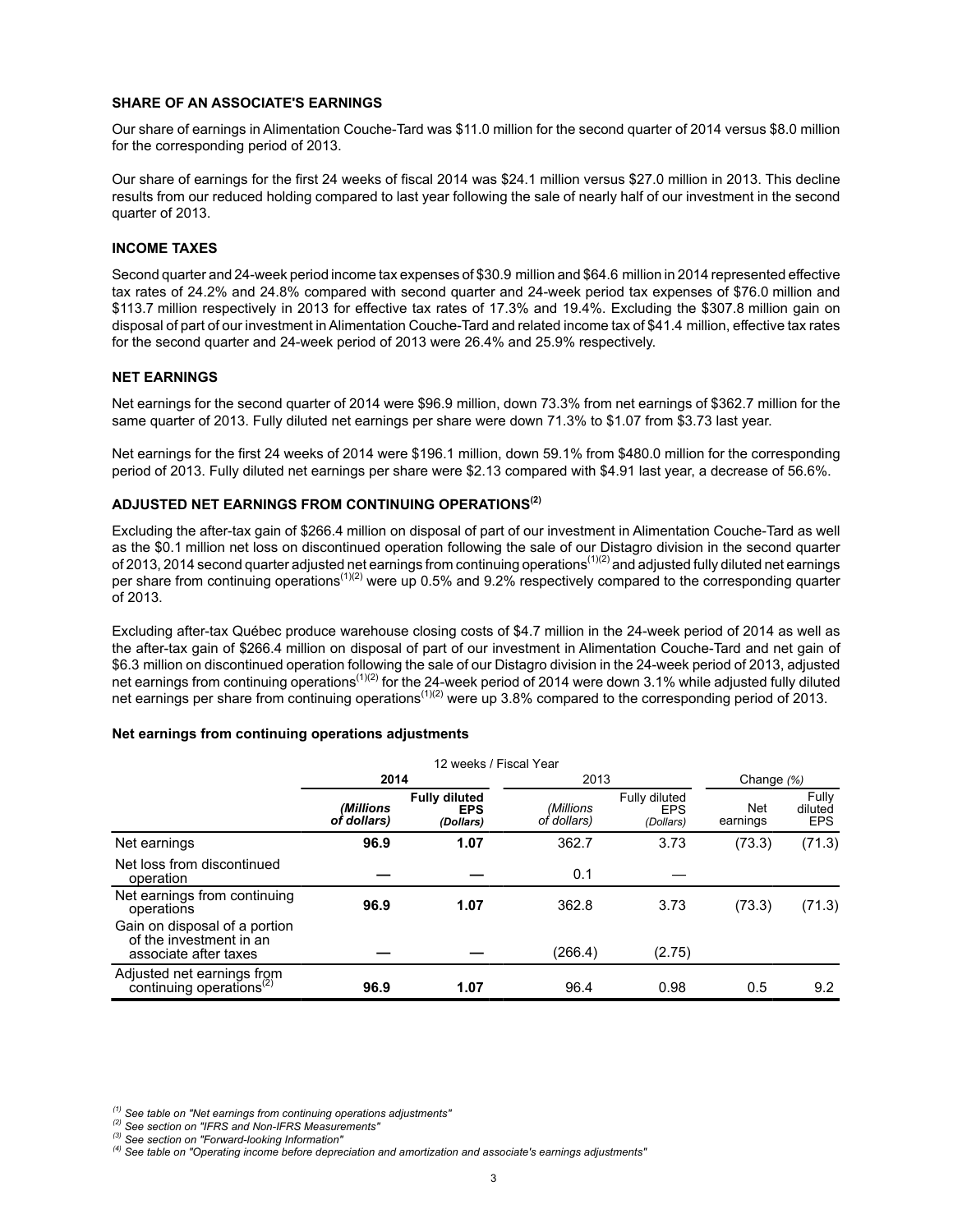## SHARE OF AN ASSOCIATE'S EARNINGS

Our share of earnings in Alimentation Couche-Tard was $11.0 million for the second quarter of 2014 versus $8.0 million for the corresponding period of 2013.

Our share of earnings for the first 24 weeks of fiscal 2014 was $24.1 million versus $27.0 million in 2013. This decline results from our reduced holding compared to last year following the sale of nearly half of our investment in the second quarter of 2013.

## INCOME TAXES

Second quarter and 24-week period income tax expenses of $30.9 million and $64.6 million in 2014 represented effective tax rates of 24.2% and 24.8% compared with second quarter and 24-week period tax expenses of $76.0 million and $113.7 million respectively in 2013 for effective tax rates of 17.3% and 19.4%. Excluding the $307.8 million gain on disposal of part of our investment in Alimentation Couche-Tard and related income tax of $41.4 million, effective tax rates for the second quarter and 24-week period of 2013 were 26.4% and 25.9% respectively.

## NET EARNINGS

Net earnings for the second quarter of 2014 were $96.9 million, down 73.3% from net earnings of $362.7 million for the same quarter of 2013. Fully diluted net earnings per share were down 71.3% to $1.07 from $3.73 last year.

Net earnings for the first 24 weeks of 2014 were $196.1 million, down 59.1% from $480.0 million for the corresponding period of 2013. Fully diluted net earnings per share were $2.13 compared with $4.91 last year, a decrease of 56.6%.

## ADJUSTED NET EARNINGS FROM CONTINUING OPERATIONS(2)

Excluding the after-tax gain of $266.4 million on disposal of part of our investment in Alimentation Couche-Tard as well as the $0.1 million net loss on discontinued operation following the sale of our Distagro division in the second quarter of 2013, 2014 second quarter adjusted net earnings from continuing operations(1)(2) and adjusted fully diluted net earnings per share from continuing operations(1)(2) were up 0.5% and 9.2% respectively compared to the corresponding quarter of 2013.

Excluding after-tax Québec produce warehouse closing costs of $4.7 million in the 24-week period of 2014 as well as the after-tax gain of $266.4 million on disposal of part of our investment in Alimentation Couche-Tard and net gain of $6.3 million on discontinued operation following the sale of our Distagro division in the 24-week period of 2013, adjusted net earnings from continuing operations(1)(2) for the 24-week period of 2014 were down 3.1% while adjusted fully diluted net earnings per share from continuing operations(1)(2) were up 3.8% compared to the corresponding period of 2013.

**Net earnings from continuing operations adjustments**

| | 12 weeks / Fiscal Year | | | | | |
|---|---|---|---|---|---|---|
| | **2014** | | 2013 | | Change *(%)* | |
| | ***(Millions of dollars)*** | **Fully diluted EPS *(Dollars)*** | *(Millions of dollars)* | Fully diluted EPS *(Dollars)* | Net earnings | Fully diluted EPS |
| Net earnings | **96.9** | **1.07** | 362.7 | 3.73 | (73.3) | (71.3) |
| Net loss from discontinued operation | **—** | **—** | 0.1 | — | | |
| Net earnings from continuing operations | **96.9** | **1.07** | 362.8 | 3.73 | (73.3) | (71.3) |
| Gain on disposal of a portion of the investment in an associate after taxes | **—** | **—** | (266.4) | (2.75) | | |
| Adjusted net earnings from continuing operations(2) | **96.9** | **1.07** | 96.4 | 0.98 | 0.5 | 9.2 |

*(1) See table on "Net earnings from continuing operations adjustments"*
*(2) See section on "IFRS and Non-IFRS Measurements"*
*(3) See section on "Forward-looking Information"*
*(4) See table on "Operating income before depreciation and amortization and associate's earnings adjustments"*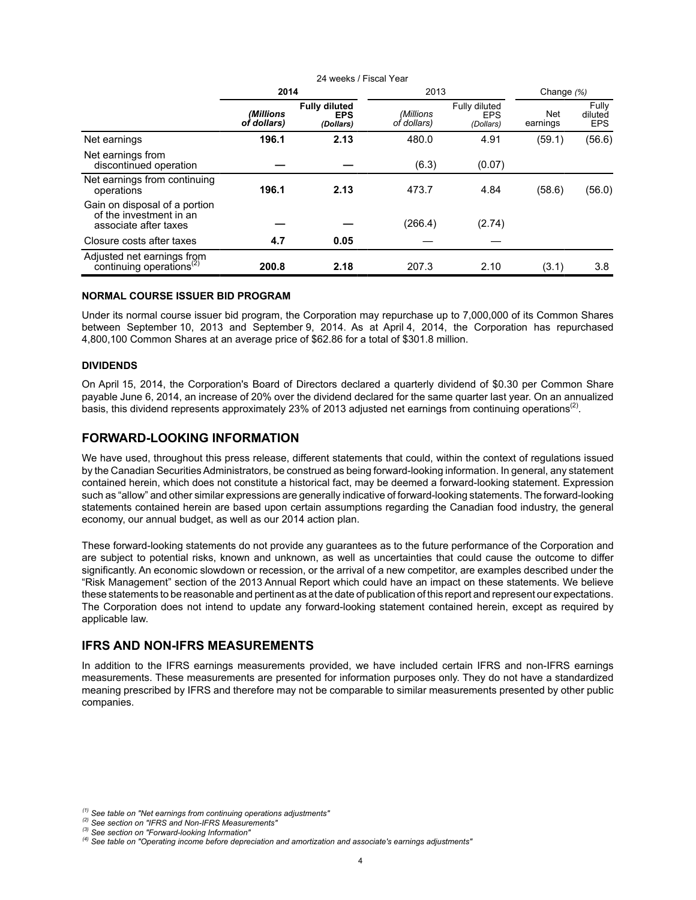| | 24 weeks / Fiscal Year | | | | | |
|---|---|---|---|---|---|---|
| | **2014** | | 2013 | | Change *(%)* | |
| | ***(Millions of dollars)*** | **Fully diluted EPS** ***(Dollars)*** | *(Millions of dollars)* | Fully diluted EPS *(Dollars)* | Net earnings | Fully diluted EPS |
| Net earnings | **196.1** | **2.13** | 480.0 | 4.91 | (59.1) | (56.6) |
| Net earnings from discontinued operation | **—** | **—** | (6.3) | (0.07) | | |
| Net earnings from continuing operations | **196.1** | **2.13** | 473.7 | 4.84 | (58.6) | (56.0) |
| Gain on disposal of a portion of the investment in an associate after taxes | **—** | **—** | (266.4) | (2.74) | | |
| Closure costs after taxes | **4.7** | **0.05** | — | — | | |
| Adjusted net earnings from continuing operations[(2)] | **200.8** | **2.18** | 207.3 | 2.10 | (3.1) | 3.8 |

#### NORMAL COURSE ISSUER BID PROGRAM

Under its normal course issuer bid program, the Corporation may repurchase up to 7,000,000 of its Common Shares between September 10, 2013 and September 9, 2014. As at April 4, 2014, the Corporation has repurchased 4,800,100 Common Shares at an average price of $62.86 for a total of $301.8 million.

#### DIVIDENDS

On April 15, 2014, the Corporation's Board of Directors declared a quarterly dividend of $0.30 per Common Share payable June 6, 2014, an increase of 20% over the dividend declared for the same quarter last year. On an annualized basis, this dividend represents approximately 23% of 2013 adjusted net earnings from continuing operations[(2)].

## FORWARD-LOOKING INFORMATION

We have used, throughout this press release, different statements that could, within the context of regulations issued by the Canadian Securities Administrators, be construed as being forward-looking information. In general, any statement contained herein, which does not constitute a historical fact, may be deemed a forward-looking statement. Expression such as "allow" and other similar expressions are generally indicative of forward-looking statements. The forward-looking statements contained herein are based upon certain assumptions regarding the Canadian food industry, the general economy, our annual budget, as well as our 2014 action plan.

These forward-looking statements do not provide any guarantees as to the future performance of the Corporation and are subject to potential risks, known and unknown, as well as uncertainties that could cause the outcome to differ significantly. An economic slowdown or recession, or the arrival of a new competitor, are examples described under the "Risk Management" section of the 2013 Annual Report which could have an impact on these statements. We believe these statements to be reasonable and pertinent as at the date of publication of this report and represent our expectations. The Corporation does not intend to update any forward-looking statement contained herein, except as required by applicable law.

## IFRS AND NON-IFRS MEASUREMENTS

In addition to the IFRS earnings measurements provided, we have included certain IFRS and non-IFRS earnings measurements. These measurements are presented for information purposes only. They do not have a standardized meaning prescribed by IFRS and therefore may not be comparable to similar measurements presented by other public companies.

*(1) See table on "Net earnings from continuing operations adjustments"*
*(2) See section on "IFRS and Non-IFRS Measurements"*
*(3) See section on "Forward-looking Information"*
*(4) See table on "Operating income before depreciation and amortization and associate's earnings adjustments"*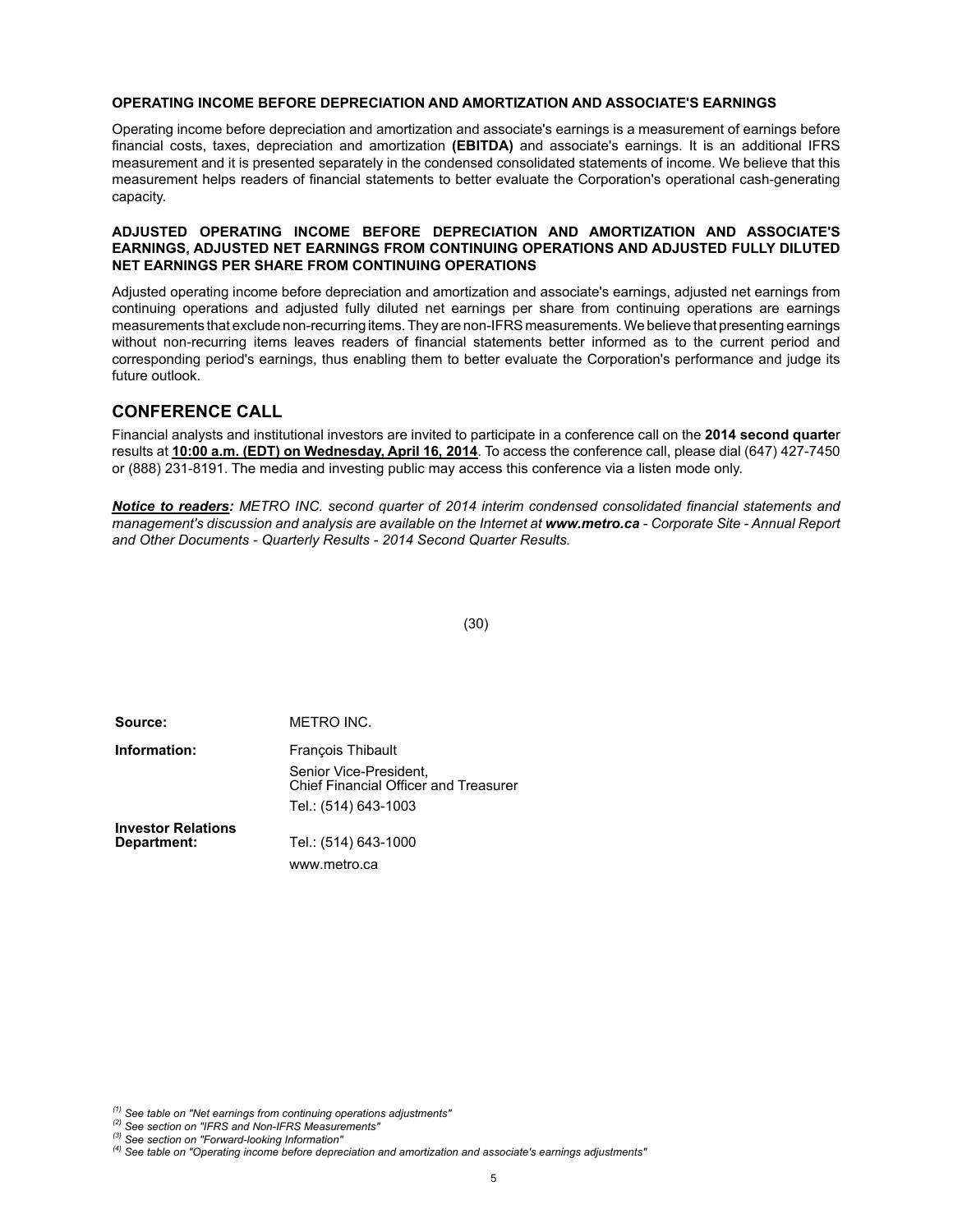**OPERATING INCOME BEFORE DEPRECIATION AND AMORTIZATION AND ASSOCIATE'S EARNINGS**

Operating income before depreciation and amortization and associate's earnings is a measurement of earnings before financial costs, taxes, depreciation and amortization **(EBITDA)** and associate's earnings. It is an additional IFRS measurement and it is presented separately in the condensed consolidated statements of income. We believe that this measurement helps readers of financial statements to better evaluate the Corporation's operational cash-generating capacity.

**ADJUSTED OPERATING INCOME BEFORE DEPRECIATION AND AMORTIZATION AND ASSOCIATE'S EARNINGS, ADJUSTED NET EARNINGS FROM CONTINUING OPERATIONS AND ADJUSTED FULLY DILUTED NET EARNINGS PER SHARE FROM CONTINUING OPERATIONS**

Adjusted operating income before depreciation and amortization and associate's earnings, adjusted net earnings from continuing operations and adjusted fully diluted net earnings per share from continuing operations are earnings measurements that exclude non-recurring items. They are non-IFRS measurements. We believe that presenting earnings without non-recurring items leaves readers of financial statements better informed as to the current period and corresponding period's earnings, thus enabling them to better evaluate the Corporation's performance and judge its future outlook.

## CONFERENCE CALL

Financial analysts and institutional investors are invited to participate in a conference call on the **2014 second quarter** results at **10:00 a.m. (EDT) on Wednesday, April 16, 2014**. To access the conference call, please dial (647) 427-7450 or (888) 231-8191. The media and investing public may access this conference via a listen mode only.

***Notice to readers:*** *METRO INC. second quarter of 2014 interim condensed consolidated financial statements and management's discussion and analysis are available on the Internet at **www.metro.ca** - Corporate Site - Annual Report and Other Documents - Quarterly Results - 2014 Second Quarter Results.*

(30)

| | |
|---|---|
| **Source:** | METRO INC. |
| **Information:** | François Thibault<br>Senior Vice-President,<br>Chief Financial Officer and Treasurer<br>Tel.: (514) 643-1003 |
| **Investor Relations Department:** | Tel.: (514) 643-1000<br>www.metro.ca |

*(1) See table on "Net earnings from continuing operations adjustments"*
*(2) See section on "IFRS and Non-IFRS Measurements"*
*(3) See section on "Forward-looking Information"*
*(4) See table on "Operating income before depreciation and amortization and associate's earnings adjustments"*